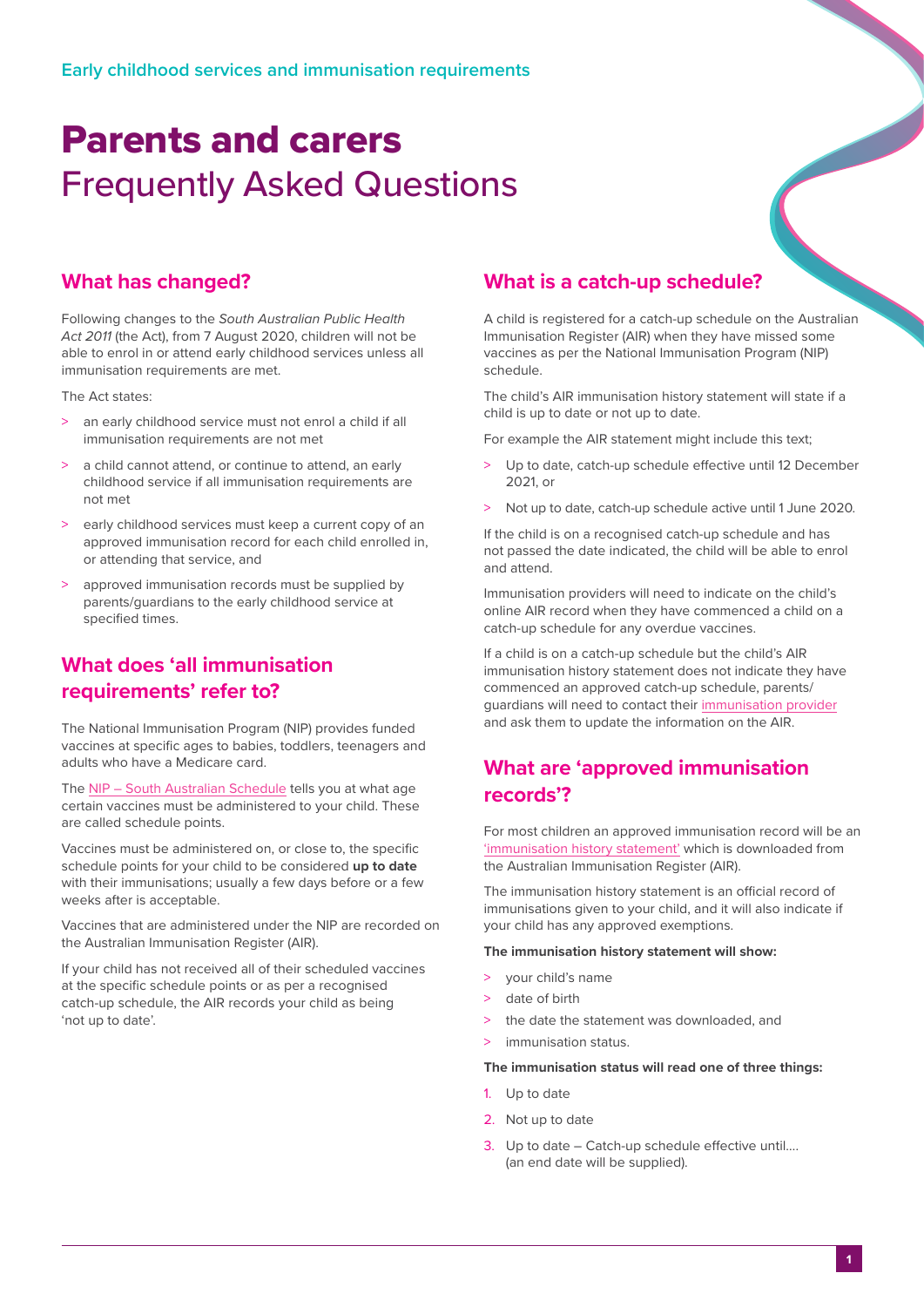Early childhood services and immunisation requirements

# Parents and carers Frequently Asked Questions

## What has changed?

Following changes to the *South Australian Public Health Act 2011* (the Act), from 7 August 2020, children will not be able to enrol in or attend early childhood services unless all immunisation requirements are met.

The Act states:

- an early childhood service must not enrol a child if all immunisation requirements are not met
- a child cannot attend, or continue to attend, an early childhood service if all immunisation requirements are not met
- early childhood services must keep a current copy of an approved immunisation record for each child enrolled in, or attending that service, and
- approved immunisation records must be supplied by parents/guardians to the early childhood service at specified times.

## What does 'all immunisation requirements' refer to?

The National Immunisation Program (NIP) provides funded vaccines at specific ages to babies, toddlers, teenagers and adults who have a Medicare card.

The NIP – South Australian Schedule tells you at what age certain vaccines must be administered to your child. These are called schedule points.

Vaccines must be administered on, or close to, the specific schedule points for your child to be considered **up to date** with their immunisations; usually a few days before or a few weeks after is acceptable.

Vaccines that are administered under the NIP are recorded on the Australian Immunisation Register (AIR).

If your child has not received all of their scheduled vaccines at the specific schedule points or as per a recognised catch-up schedule, the AIR records your child as being 'not up to date'.

## What is a catch-up schedule?

A child is registered for a catch-up schedule on the Australian Immunisation Register (AIR) when they have missed some vaccines as per the National Immunisation Program (NIP) schedule.

The child's AIR immunisation history statement will state if a child is up to date or not up to date.

For example the AIR statement might include this text;

- Up to date, catch-up schedule effective until 12 December 2021, or
- Not up to date, catch-up schedule active until 1 June 2020.

If the child is on a recognised catch-up schedule and has not passed the date indicated, the child will be able to enrol and attend.

Immunisation providers will need to indicate on the child's online AIR record when they have commenced a child on a catch-up schedule for any overdue vaccines.

If a child is on a catch-up schedule but the child's AIR immunisation history statement does not indicate they have commenced an approved catch-up schedule, parents/guardians will need to contact their immunisation provider and ask them to update the information on the AIR.

## What are 'approved immunisation records'?

For most children an approved immunisation record will be an 'immunisation history statement' which is downloaded from the Australian Immunisation Register (AIR).

The immunisation history statement is an official record of immunisations given to your child, and it will also indicate if your child has any approved exemptions.

**The immunisation history statement will show:**

- your child's name
- date of birth
- the date the statement was downloaded, and
- immunisation status.

**The immunisation status will read one of three things:**

1. Up to date
2. Not up to date
3. Up to date – Catch-up schedule effective until.... (an end date will be supplied).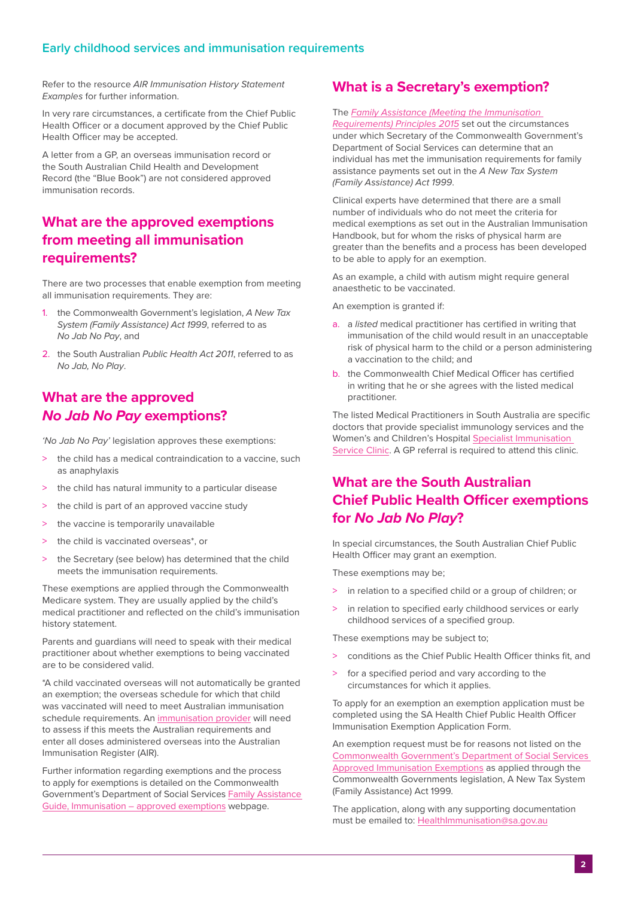Refer to the resource *AIR Immunisation History Statement Examples* for further information.

In very rare circumstances, a certificate from the Chief Public Health Officer or a document approved by the Chief Public Health Officer may be accepted.

A letter from a GP, an overseas immunisation record or the South Australian Child Health and Development Record (the "Blue Book") are not considered approved immunisation records.

## What are the approved exemptions from meeting all immunisation requirements?

There are two processes that enable exemption from meeting all immunisation requirements. They are:

1. the Commonwealth Government's legislation, *A New Tax System (Family Assistance) Act 1999*, referred to as *No Jab No Pay*, and
2. the South Australian *Public Health Act 2011*, referred to as *No Jab, No Play*.

## What are the approved *No Jab No Pay* exemptions?

*'No Jab No Pay'* legislation approves these exemptions:

> the child has a medical contraindication to a vaccine, such as anaphylaxis
> the child has natural immunity to a particular disease
> the child is part of an approved vaccine study
> the vaccine is temporarily unavailable
> the child is vaccinated overseas*, or
> the Secretary (see below) has determined that the child meets the immunisation requirements.

These exemptions are applied through the Commonwealth Medicare system. They are usually applied by the child's medical practitioner and reflected on the child's immunisation history statement.

Parents and guardians will need to speak with their medical practitioner about whether exemptions to being vaccinated are to be considered valid.

*A child vaccinated overseas will not automatically be granted an exemption; the overseas schedule for which that child was vaccinated will need to meet Australian immunisation schedule requirements. An immunisation provider will need to assess if this meets the Australian requirements and enter all doses administered overseas into the Australian Immunisation Register (AIR).

Further information regarding exemptions and the process to apply for exemptions is detailed on the Commonwealth Government's Department of Social Services Family Assistance Guide, Immunisation – approved exemptions webpage.

## What is a Secretary's exemption?

The *Family Assistance (Meeting the Immunisation Requirements) Principles 2015* set out the circumstances under which Secretary of the Commonwealth Government's Department of Social Services can determine that an individual has met the immunisation requirements for family assistance payments set out in the *A New Tax System (Family Assistance) Act 1999*.

Clinical experts have determined that there are a small number of individuals who do not meet the criteria for medical exemptions as set out in the Australian Immunisation Handbook, but for whom the risks of physical harm are greater than the benefits and a process has been developed to be able to apply for an exemption.

As an example, a child with autism might require general anaesthetic to be vaccinated.

An exemption is granted if:

a. a *listed* medical practitioner has certified in writing that immunisation of the child would result in an unacceptable risk of physical harm to the child or a person administering a vaccination to the child; and
b. the Commonwealth Chief Medical Officer has certified in writing that he or she agrees with the listed medical practitioner.

The listed Medical Practitioners in South Australia are specific doctors that provide specialist immunology services and the Women's and Children's Hospital Specialist Immunisation Service Clinic. A GP referral is required to attend this clinic.

## What are the South Australian Chief Public Health Officer exemptions for *No Jab No Play*?

In special circumstances, the South Australian Chief Public Health Officer may grant an exemption.

These exemptions may be;

> in relation to a specified child or a group of children; or
> in relation to specified early childhood services or early childhood services of a specified group.

These exemptions may be subject to;

> conditions as the Chief Public Health Officer thinks fit, and
> for a specified period and vary according to the circumstances for which it applies.

To apply for an exemption an exemption application must be completed using the SA Health Chief Public Health Officer Immunisation Exemption Application Form.

An exemption request must be for reasons not listed on the Commonwealth Government's Department of Social Services Approved Immunisation Exemptions as applied through the Commonwealth Governments legislation, A New Tax System (Family Assistance) Act 1999.

The application, along with any supporting documentation must be emailed to: HealthImmunisation@sa.gov.au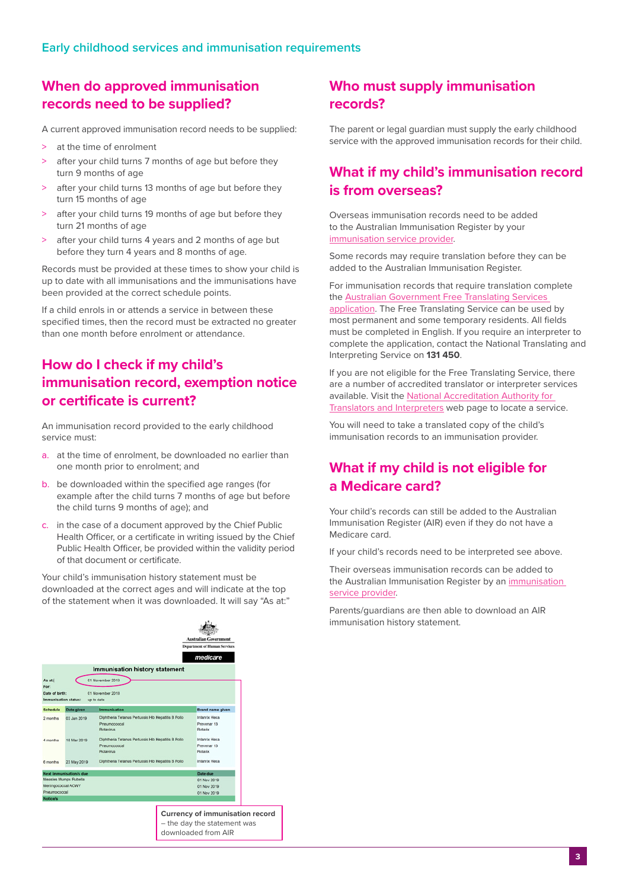## When do approved immunisation records need to be supplied?

A current approved immunisation record needs to be supplied:

> at the time of enrolment
> after your child turns 7 months of age but before they turn 9 months of age
> after your child turns 13 months of age but before they turn 15 months of age
> after your child turns 19 months of age but before they turn 21 months of age
> after your child turns 4 years and 2 months of age but before they turn 4 years and 8 months of age.

Records must be provided at these times to show your child is up to date with all immunisations and the immunisations have been provided at the correct schedule points.

If a child enrols in or attends a service in between these specified times, then the record must be extracted no greater than one month before enrolment or attendance.

## How do I check if my child's immunisation record, exemption notice or certificate is current?

An immunisation record provided to the early childhood service must:

a. at the time of enrolment, be downloaded no earlier than one month prior to enrolment; and
b. be downloaded within the specified age ranges (for example after the child turns 7 months of age but before the child turns 9 months of age); and
c. in the case of a document approved by the Chief Public Health Officer, or a certificate in writing issued by the Chief Public Health Officer, be provided within the validity period of that document or certificate.

Your child's immunisation history statement must be downloaded at the correct ages and will indicate at the top of the statement when it was downloaded. It will say "As at:"

**Currency of immunisation record** – the day the statement was downloaded from AIR

## Who must supply immunisation records?

The parent or legal guardian must supply the early childhood service with the approved immunisation records for their child.

## What if my child's immunisation record is from overseas?

Overseas immunisation records need to be added to the Australian Immunisation Register by your immunisation service provider.

Some records may require translation before they can be added to the Australian Immunisation Register.

For immunisation records that require translation complete the Australian Government Free Translating Services application. The Free Translating Service can be used by most permanent and some temporary residents. All fields must be completed in English. If you require an interpreter to complete the application, contact the National Translating and Interpreting Service on **131 450**.

If you are not eligible for the Free Translating Service, there are a number of accredited translator or interpreter services available. Visit the National Accreditation Authority for Translators and Interpreters web page to locate a service.

You will need to take a translated copy of the child's immunisation records to an immunisation provider.

## What if my child is not eligible for a Medicare card?

Your child's records can still be added to the Australian Immunisation Register (AIR) even if they do not have a Medicare card.

If your child's records need to be interpreted see above.

Their overseas immunisation records can be added to the Australian Immunisation Register by an immunisation service provider.

Parents/guardians are then able to download an AIR immunisation history statement.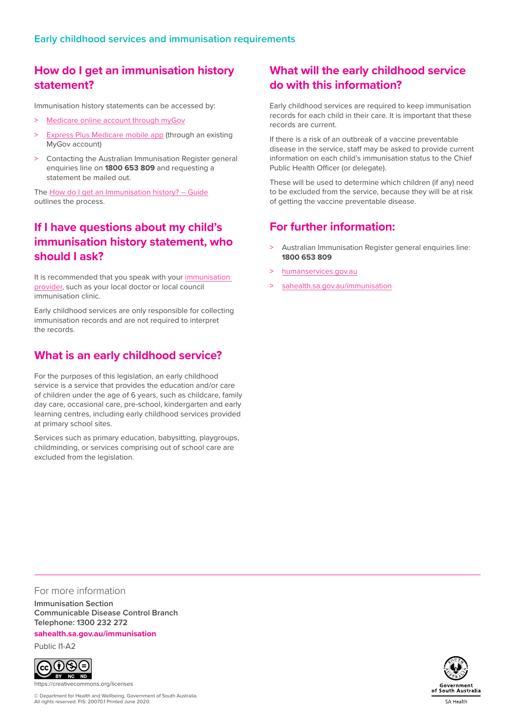## How do I get an immunisation history statement?

Immunisation history statements can be accessed by:

- Medicare online account through myGov
- Express Plus Medicare mobile app (through an existing MyGov account)
- Contacting the Australian Immunisation Register general enquiries line on **1800 653 809** and requesting a statement be mailed out.

The How do I get an Immunisation history? – Guide outlines the process.

## If I have questions about my child's immunisation history statement, who should I ask?

It is recommended that you speak with your immunisation provider, such as your local doctor or local council immunisation clinic.

Early childhood services are only responsible for collecting immunisation records and are not required to interpret the records.

## What is an early childhood service?

For the purposes of this legislation, an early childhood service is a service that provides the education and/or care of children under the age of 6 years, such as childcare, family day care, occasional care, pre-school, kindergarten and early learning centres, including early childhood services provided at primary school sites.

Services such as primary education, babysitting, playgroups, childminding, or services comprising out of school care are excluded from the legislation.

## What will the early childhood service do with this information?

Early childhood services are required to keep immunisation records for each child in their care. It is important that these records are current.

If there is a risk of an outbreak of a vaccine preventable disease in the service, staff may be asked to provide current information on each child's immunisation status to the Chief Public Health Officer (or delegate).

These will be used to determine which children (if any) need to be excluded from the service, because they will be at risk of getting the vaccine preventable disease.

## For further information:

- Australian Immunisation Register general enquiries line: **1800 653 809**
- humanservices.gov.au
- sahealth.sa.gov.au/immunisation

For more information

**Immunisation Section**
**Communicable Disease Control Branch**
**Telephone: 1300 232 272**

**sahealth.sa.gov.au/immunisation**

Public I1-A2

https://creativecommons.org/licenses

© Department for Health and Wellbeing, Government of South Australia. All rights reserved. FIS: 20070.1 Printed June 2020.

Government of South Australia
SA Health